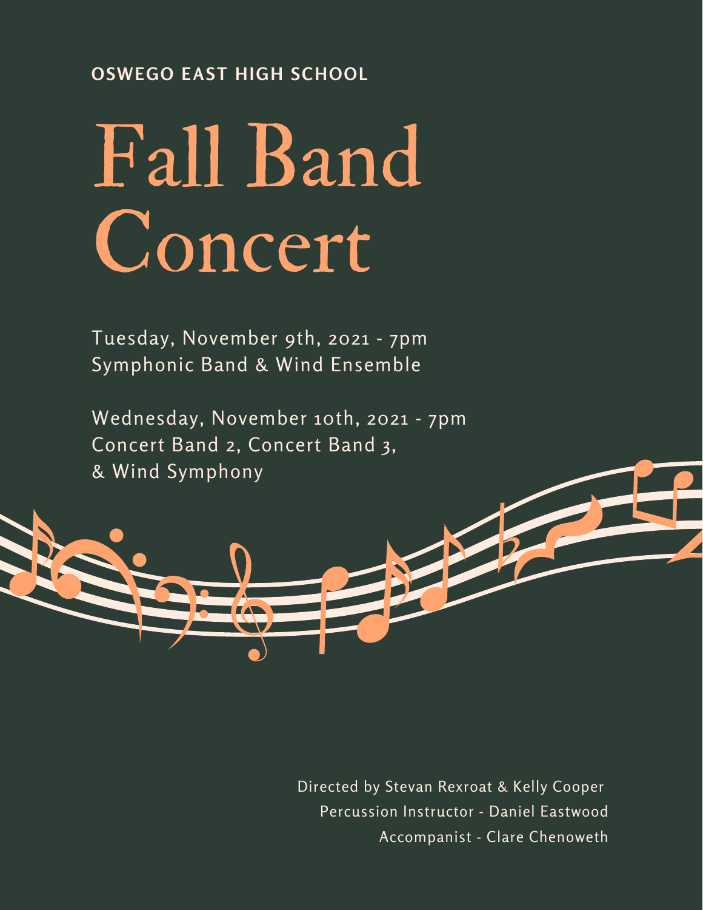**OSWEGO EAST HIGH SCHOOL**

# Fall Band Concert

Tuesday, November 9th, 2021 - 7pm
Symphonic Band & Wind Ensemble

Wednesday, November 10th, 2021 - 7pm
Concert Band 2, Concert Band 3,
& Wind Symphony

Directed by Stevan Rexroat & Kelly Cooper
Percussion Instructor - Daniel Eastwood
Accompanist - Clare Chenoweth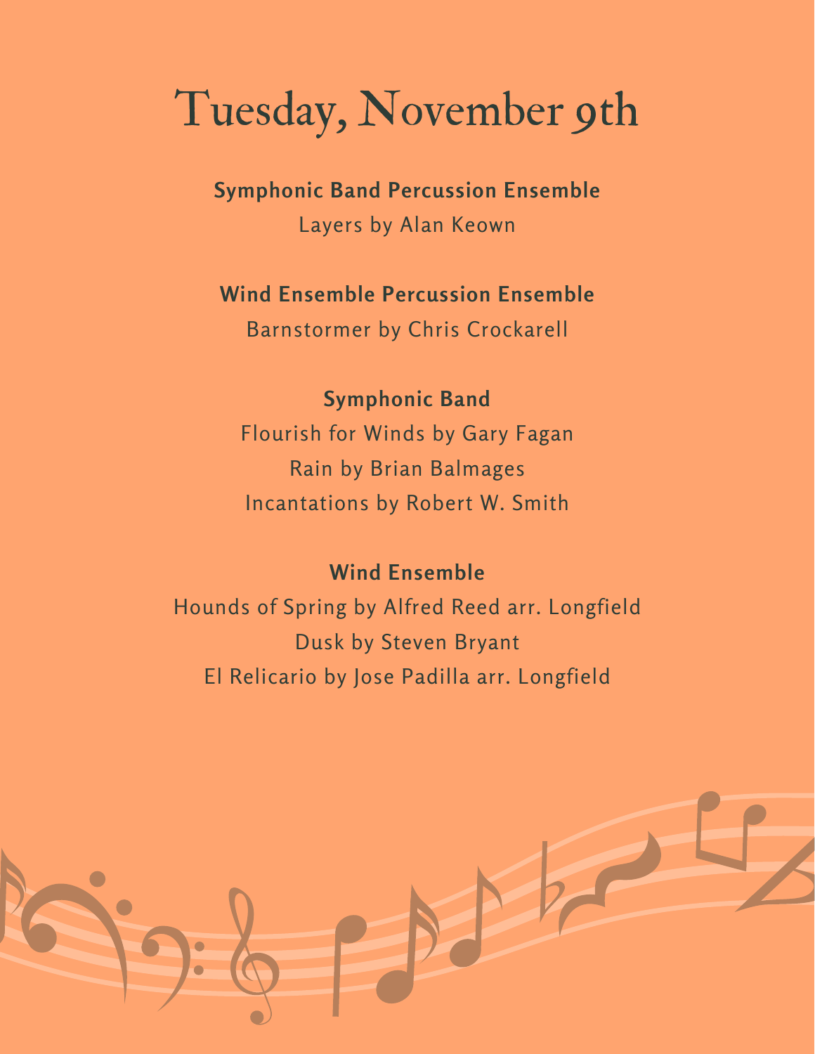# Tuesday, November 9th

**Symphonic Band Percussion Ensemble**

Layers by Alan Keown

**Wind Ensemble Percussion Ensemble**

Barnstormer by Chris Crockarell

**Symphonic Band**

Flourish for Winds by Gary Fagan

Rain by Brian Balmages

Incantations by Robert W. Smith

**Wind Ensemble**

Hounds of Spring by Alfred Reed arr. Longfield

Dusk by Steven Bryant

El Relicario by Jose Padilla arr. Longfield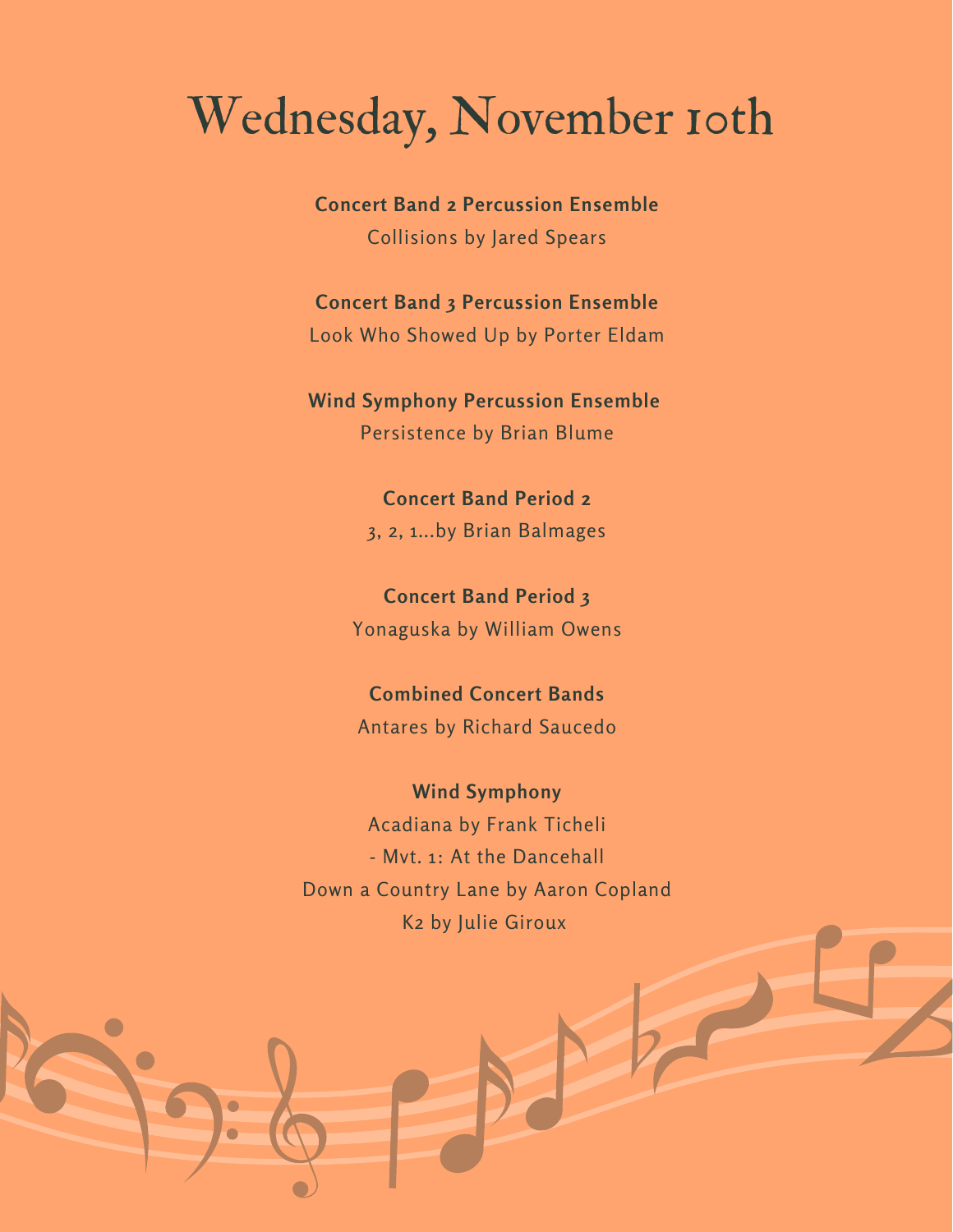# Wednesday, November 10th

**Concert Band 2 Percussion Ensemble**
Collisions by Jared Spears

**Concert Band 3 Percussion Ensemble**
Look Who Showed Up by Porter Eldam

**Wind Symphony Percussion Ensemble**
Persistence by Brian Blume

**Concert Band Period 2**
3, 2, 1...by Brian Balmages

**Concert Band Period 3**
Yonaguska by William Owens

**Combined Concert Bands**
Antares by Richard Saucedo

**Wind Symphony**
Acadiana by Frank Ticheli
- Mvt. 1: At the Dancehall

Down a Country Lane by Aaron Copland
K2 by Julie Giroux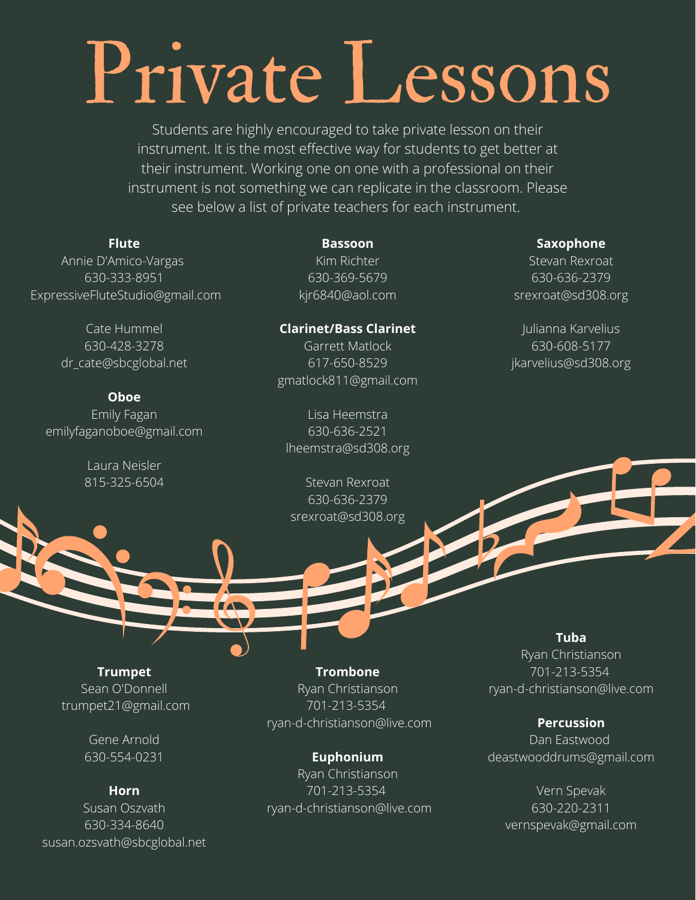# Private Lessons

Students are highly encouraged to take private lesson on their instrument. It is the most effective way for students to get better at their instrument. Working one on one with a professional on their instrument is not something we can replicate in the classroom. Please see below a list of private teachers for each instrument.

**Flute**
Annie D'Amico-Vargas
630-333-8951
ExpressiveFluteStudio@gmail.com

Cate Hummel
630-428-3278
dr_cate@sbcglobal.net

**Oboe**
Emily Fagan
emilyfaganoboe@gmail.com

Laura Neisler
815-325-6504

**Bassoon**
Kim Richter
630-369-5679
kjr6840@aol.com

**Clarinet/Bass Clarinet**
Garrett Matlock
617-650-8529
gmatlock811@gmail.com

Lisa Heemstra
630-636-2521
lheemstra@sd308.org

Stevan Rexroat
630-636-2379
srexroat@sd308.org

**Saxophone**
Stevan Rexroat
630-636-2379
srexroat@sd308.org

Julianna Karvelius
630-608-5177
jkarvelius@sd308.org

**Trumpet**
Sean O'Donnell
trumpet21@gmail.com

Gene Arnold
630-554-0231

**Horn**
Susan Oszvath
630-334-8640
susan.ozsvath@sbcglobal.net

**Trombone**
Ryan Christianson
701-213-5354
ryan-d-christianson@live.com

**Euphonium**
Ryan Christianson
701-213-5354
ryan-d-christianson@live.com

**Tuba**
Ryan Christianson
701-213-5354
ryan-d-christianson@live.com

**Percussion**
Dan Eastwood
deastwooddrums@gmail.com

Vern Spevak
630-220-2311
vernspevak@gmail.com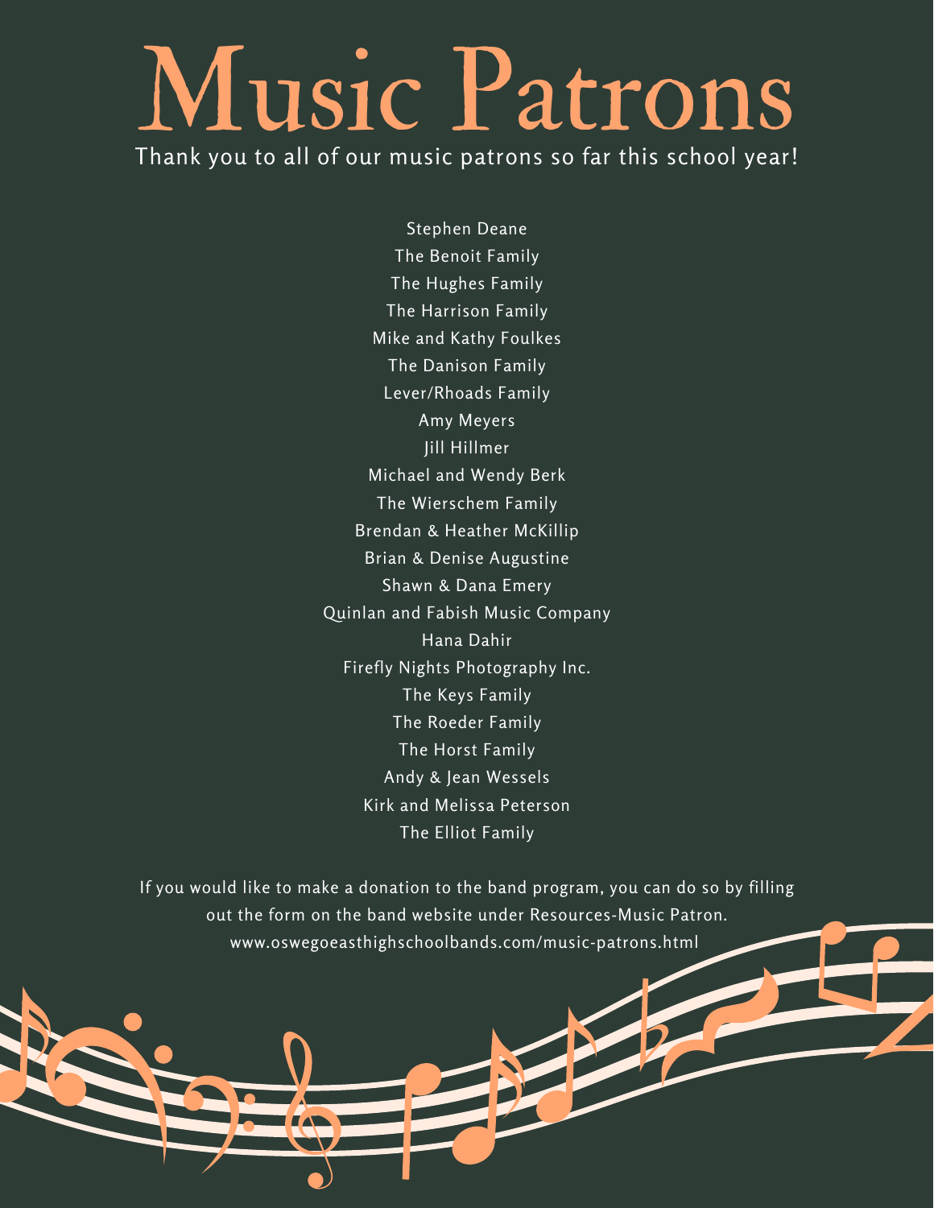# Music Patrons

Thank you to all of our music patrons so far this school year!

Stephen Deane
The Benoit Family
The Hughes Family
The Harrison Family
Mike and Kathy Foulkes
The Danison Family
Lever/Rhoads Family
Amy Meyers
Jill Hillmer
Michael and Wendy Berk
The Wierschem Family
Brendan & Heather McKillip
Brian & Denise Augustine
Shawn & Dana Emery
Quinlan and Fabish Music Company
Hana Dahir
Firefly Nights Photography Inc.
The Keys Family
The Roeder Family
The Horst Family
Andy & Jean Wessels
Kirk and Melissa Peterson
The Elliot Family

If you would like to make a donation to the band program, you can do so by filling out the form on the band website under Resources-Music Patron.
www.oswegoeasthighschoolbands.com/music-patrons.html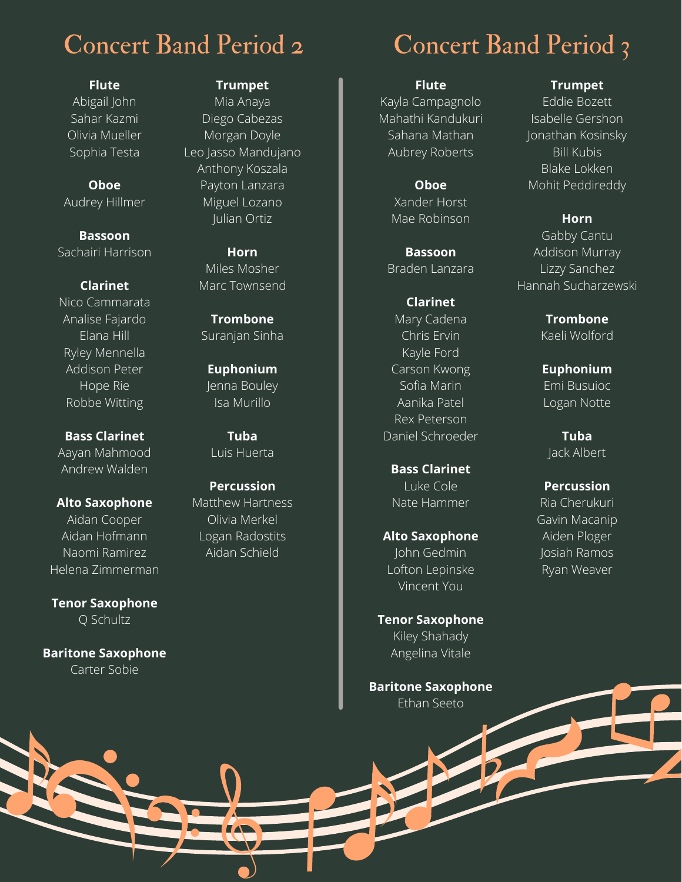# Concert Band Period 2

**Flute**
Abigail John
Sahar Kazmi
Olivia Mueller
Sophia Testa

**Oboe**
Audrey Hillmer

**Bassoon**
Sachairi Harrison

**Clarinet**
Nico Cammarata
Analise Fajardo
Elana Hill
Ryley Mennella
Addison Peter
Hope Rie
Robbe Witting

**Bass Clarinet**
Aayan Mahmood
Andrew Walden

**Alto Saxophone**
Aidan Cooper
Aidan Hofmann
Naomi Ramirez
Helena Zimmerman

**Tenor Saxophone**
Q Schultz

**Baritone Saxophone**
Carter Sobie

**Trumpet**
Mia Anaya
Diego Cabezas
Morgan Doyle
Leo Jasso Mandujano
Anthony Koszala
Payton Lanzara
Miguel Lozano
Julian Ortiz

**Horn**
Miles Mosher
Marc Townsend

**Trombone**
Suranjan Sinha

**Euphonium**
Jenna Bouley
Isa Murillo

**Tuba**
Luis Huerta

**Percussion**
Matthew Hartness
Olivia Merkel
Logan Radostits
Aidan Schield

# Concert Band Period 3

**Flute**
Kayla Campagnolo
Mahathi Kandukuri
Sahana Mathan
Aubrey Roberts

**Oboe**
Xander Horst
Mae Robinson

**Bassoon**
Braden Lanzara

**Clarinet**
Mary Cadena
Chris Ervin
Kayle Ford
Carson Kwong
Sofia Marin
Aanika Patel
Rex Peterson
Daniel Schroeder

**Bass Clarinet**
Luke Cole
Nate Hammer

**Alto Saxophone**
John Gedmin
Lofton Lepinske
Vincent You

**Tenor Saxophone**
Kiley Shahady
Angelina Vitale

**Baritone Saxophone**
Ethan Seeto

**Trumpet**
Eddie Bozett
Isabelle Gershon
Jonathan Kosinsky
Bill Kubis
Blake Lokken
Mohit Peddireddy

**Horn**
Gabby Cantu
Addison Murray
Lizzy Sanchez
Hannah Sucharzewski

**Trombone**
Kaeli Wolford

**Euphonium**
Emi Busuioc
Logan Notte

**Tuba**
Jack Albert

**Percussion**
Ria Cherukuri
Gavin Macanip
Aiden Ploger
Josiah Ramos
Ryan Weaver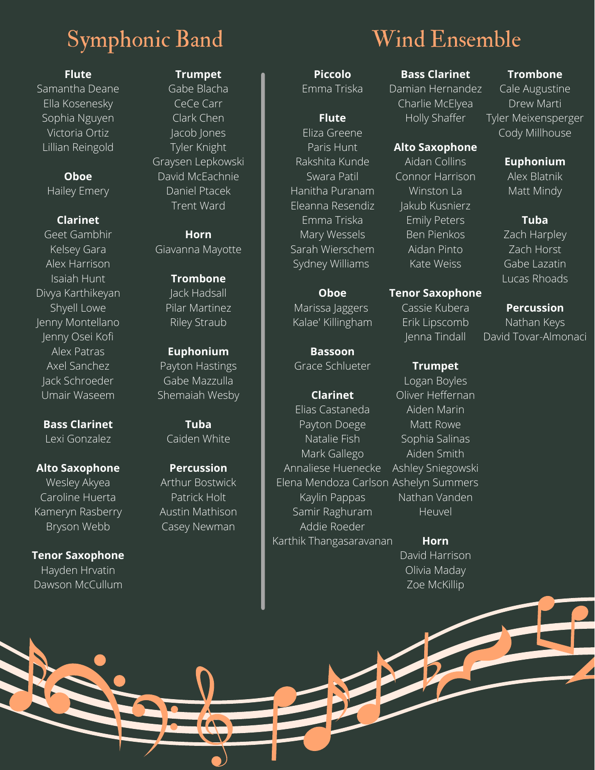# Symphonic Band

**Flute**
Samantha Deane
Ella Kosenesky
Sophia Nguyen
Victoria Ortiz
Lillian Reingold

**Oboe**
Hailey Emery

**Clarinet**
Geet Gambhir
Kelsey Gara
Alex Harrison
Isaiah Hunt
Divya Karthikeyan
Shyell Lowe
Jenny Montellano
Jenny Osei Kofi
Alex Patras
Axel Sanchez
Jack Schroeder
Umair Waseem

**Bass Clarinet**
Lexi Gonzalez

**Alto Saxophone**
Wesley Akyea
Caroline Huerta
Kameryn Rasberry
Bryson Webb

**Tenor Saxophone**
Hayden Hrvatin
Dawson McCullum

**Trumpet**
Gabe Blacha
CeCe Carr
Clark Chen
Jacob Jones
Tyler Knight
Graysen Lepkowski
David McEachnie
Daniel Ptacek
Trent Ward

**Horn**
Giavanna Mayotte

**Trombone**
Jack Hadsall
Pilar Martinez
Riley Straub

**Euphonium**
Payton Hastings
Gabe Mazzulla
Shemaiah Wesby

**Tuba**
Caiden White

**Percussion**
Arthur Bostwick
Patrick Holt
Austin Mathison
Casey Newman

# Wind Ensemble

**Piccolo**
Emma Triska

**Flute**
Eliza Greene
Paris Hunt
Rakshita Kunde
Swara Patil
Hanitha Puranam
Eleanna Resendiz
Emma Triska
Mary Wessels
Sarah Wierschem
Sydney Williams

**Oboe**
Marissa Jaggers
Kalae' Killingham

**Bassoon**
Grace Schlueter

**Clarinet**
Elias Castaneda
Payton Doege
Natalie Fish
Mark Gallego
Annaliese Huenecke
Elena Mendoza Carlson
Kaylin Pappas
Samir Raghuram
Addie Roeder
Karthik Thangasaravanan

**Bass Clarinet**
Damian Hernandez
Charlie McElyea
Holly Shaffer

**Alto Saxophone**
Aidan Collins
Connor Harrison
Winston La
Jakub Kusnierz
Emily Peters
Ben Pienkos
Aidan Pinto
Kate Weiss

**Tenor Saxophone**
Cassie Kubera
Erik Lipscomb
Jenna Tindall

**Trumpet**
Logan Boyles
Oliver Heffernan
Aiden Marin
Matt Rowe
Sophia Salinas
Aiden Smith
Ashley Sniegowski
Ashelyn Summers
Nathan Vanden Heuvel

**Horn**
David Harrison
Olivia Maday
Zoe McKillip

**Trombone**
Cale Augustine
Drew Marti
Tyler Meixensperger
Cody Millhouse

**Euphonium**
Alex Blatnik
Matt Mindy

**Tuba**
Zach Harpley
Zach Horst
Gabe Lazatin
Lucas Rhoads

**Percussion**
Nathan Keys
David Tovar-Almonaci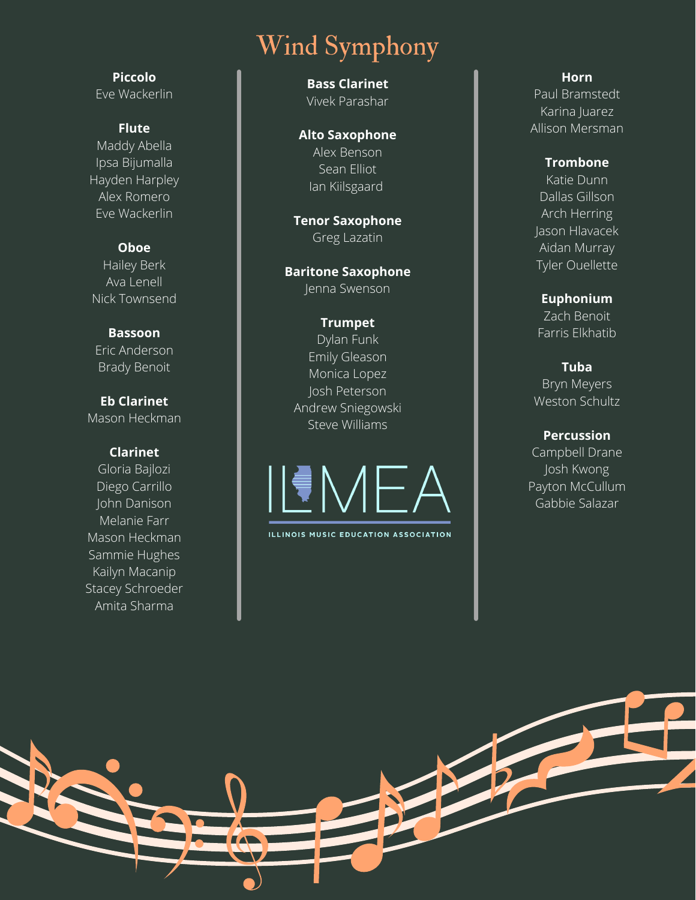# Wind Symphony

**Piccolo**
Eve Wackerlin

**Flute**
Maddy Abella
Ipsa Bijumalla
Hayden Harpley
Alex Romero
Eve Wackerlin

**Oboe**
Hailey Berk
Ava Lenell
Nick Townsend

**Bassoon**
Eric Anderson
Brady Benoit

**Eb Clarinet**
Mason Heckman

**Clarinet**
Gloria Bajlozi
Diego Carrillo
John Danison
Melanie Farr
Mason Heckman
Sammie Hughes
Kailyn Macanip
Stacey Schroeder
Amita Sharma

**Bass Clarinet**
Vivek Parashar

**Alto Saxophone**
Alex Benson
Sean Elliot
Ian Kiilsgaard

**Tenor Saxophone**
Greg Lazatin

**Baritone Saxophone**
Jenna Swenson

**Trumpet**
Dylan Funk
Emily Gleason
Monica Lopez
Josh Peterson
Andrew Sniegowski
Steve Williams

ILMEA
ILLINOIS MUSIC EDUCATION ASSOCIATION

**Horn**
Paul Bramstedt
Karina Juarez
Allison Mersman

**Trombone**
Katie Dunn
Dallas Gillson
Arch Herring
Jason Hlavacek
Aidan Murray
Tyler Ouellette

**Euphonium**
Zach Benoit
Farris Elkhatib

**Tuba**
Bryn Meyers
Weston Schultz

**Percussion**
Campbell Drane
Josh Kwong
Payton McCullum
Gabbie Salazar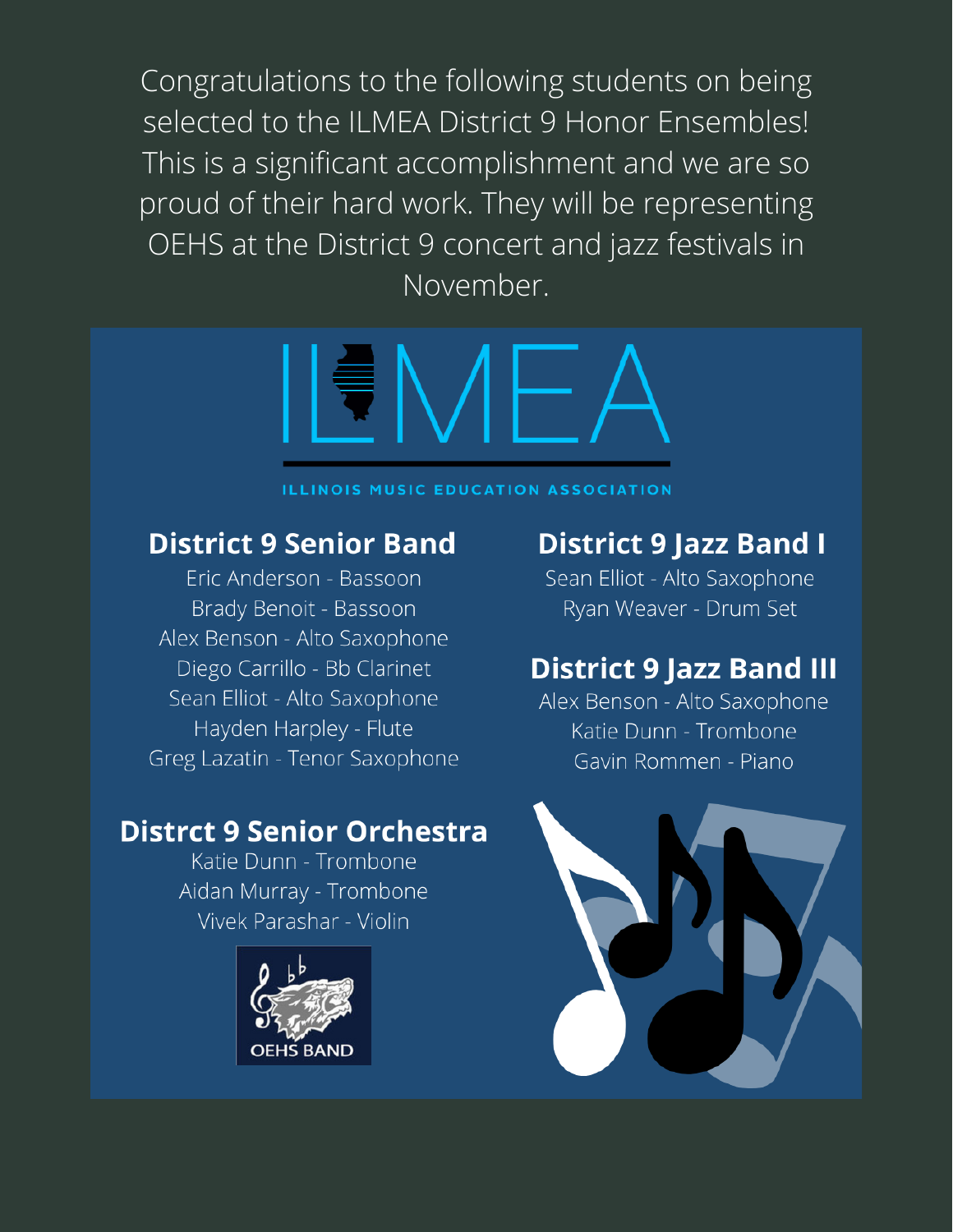Congratulations to the following students on being selected to the ILMEA District 9 Honor Ensembles! This is a significant accomplishment and we are so proud of their hard work. They will be representing OEHS at the District 9 concert and jazz festivals in November.

ILMEA

ILLINOIS MUSIC EDUCATION ASSOCIATION

## District 9 Senior Band

Eric Anderson - Bassoon
Brady Benoit - Bassoon
Alex Benson - Alto Saxophone
Diego Carrillo - Bb Clarinet
Sean Elliot - Alto Saxophone
Hayden Harpley - Flute
Greg Lazatin - Tenor Saxophone

## Distrct 9 Senior Orchestra

Katie Dunn - Trombone
Aidan Murray - Trombone
Vivek Parashar - Violin

## District 9 Jazz Band I

Sean Elliot - Alto Saxophone
Ryan Weaver - Drum Set

## District 9 Jazz Band III

Alex Benson - Alto Saxophone
Katie Dunn - Trombone
Gavin Rommen - Piano

OEHS BAND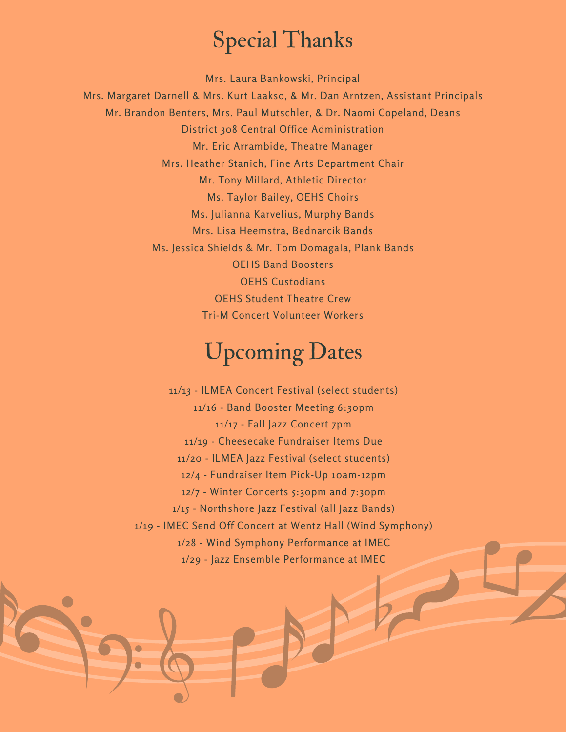# Special Thanks

Mrs. Laura Bankowski, Principal

Mrs. Margaret Darnell & Mrs. Kurt Laakso, & Mr. Dan Arntzen, Assistant Principals

Mr. Brandon Benters, Mrs. Paul Mutschler, & Dr. Naomi Copeland, Deans

District 308 Central Office Administration

Mr. Eric Arrambide, Theatre Manager

Mrs. Heather Stanich, Fine Arts Department Chair

Mr. Tony Millard, Athletic Director

Ms. Taylor Bailey, OEHS Choirs

Ms. Julianna Karvelius, Murphy Bands

Mrs. Lisa Heemstra, Bednarcik Bands

Ms. Jessica Shields & Mr. Tom Domagala, Plank Bands

OEHS Band Boosters

OEHS Custodians

OEHS Student Theatre Crew

Tri-M Concert Volunteer Workers

# Upcoming Dates

11/13 - ILMEA Concert Festival (select students)

11/16 - Band Booster Meeting 6:30pm

11/17 - Fall Jazz Concert 7pm

11/19 - Cheesecake Fundraiser Items Due

11/20 - ILMEA Jazz Festival (select students)

12/4 - Fundraiser Item Pick-Up 10am-12pm

12/7 - Winter Concerts 5:30pm and 7:30pm

1/15 - Northshore Jazz Festival (all Jazz Bands)

1/19 - IMEC Send Off Concert at Wentz Hall (Wind Symphony)

1/28 - Wind Symphony Performance at IMEC

1/29 - Jazz Ensemble Performance at IMEC